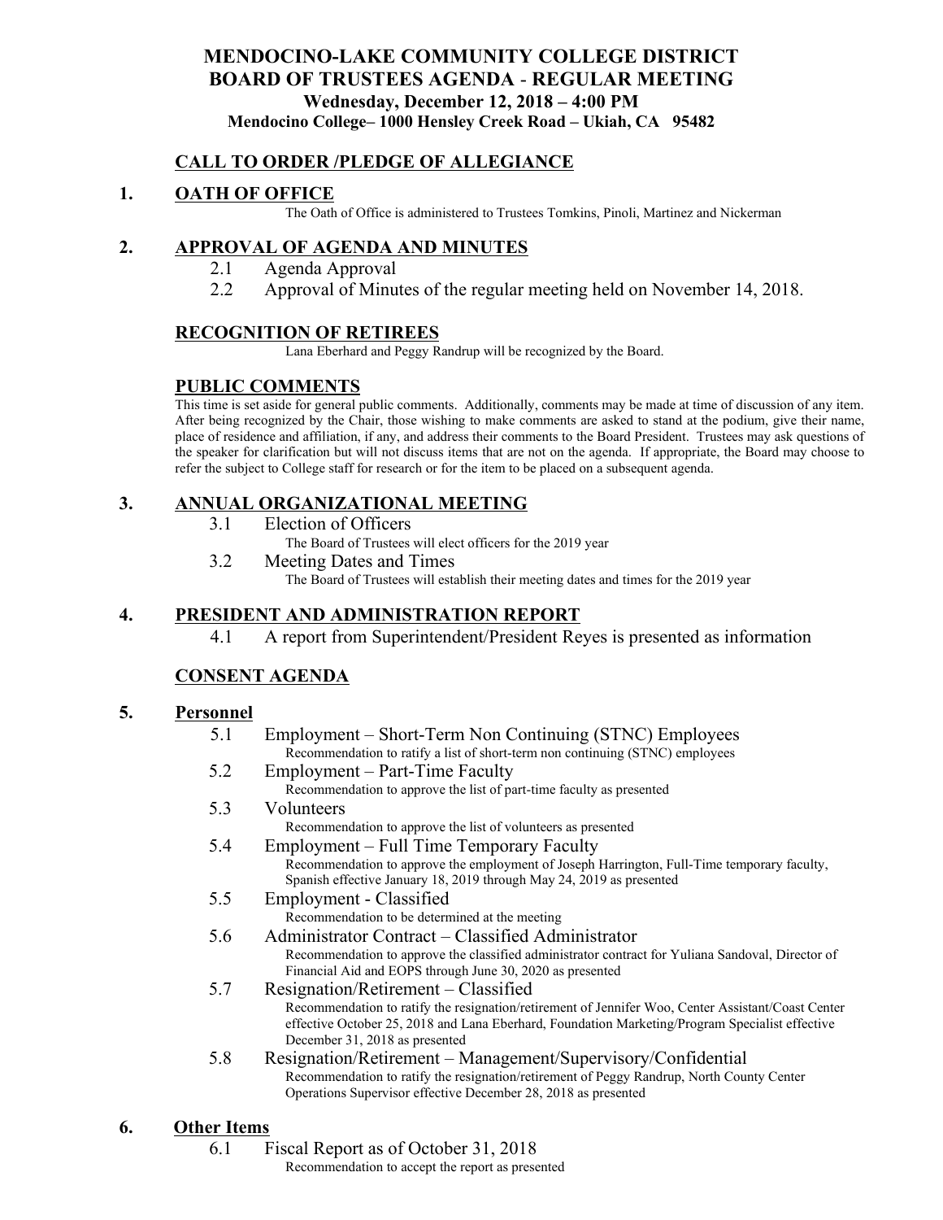# MENDOCINO-LAKE COMMUNITY COLLEGE DISTRICT
# BOARD OF TRUSTEES AGENDA - REGULAR MEETING

**Wednesday, December 12, 2018 – 4:00 PM**

**Mendocino College– 1000 Hensley Creek Road – Ukiah, CA 95482**

## CALL TO ORDER /PLEDGE OF ALLEGIANCE

## 1. OATH OF OFFICE

The Oath of Office is administered to Trustees Tomkins, Pinoli, Martinez and Nickerman

## 2. APPROVAL OF AGENDA AND MINUTES

2.1 Agenda Approval

2.2 Approval of Minutes of the regular meeting held on November 14, 2018.

## RECOGNITION OF RETIREES

Lana Eberhard and Peggy Randrup will be recognized by the Board.

## PUBLIC COMMENTS

This time is set aside for general public comments. Additionally, comments may be made at time of discussion of any item. After being recognized by the Chair, those wishing to make comments are asked to stand at the podium, give their name, place of residence and affiliation, if any, and address their comments to the Board President. Trustees may ask questions of the speaker for clarification but will not discuss items that are not on the agenda. If appropriate, the Board may choose to refer the subject to College staff for research or for the item to be placed on a subsequent agenda.

## 3. ANNUAL ORGANIZATIONAL MEETING

3.1 Election of Officers

The Board of Trustees will elect officers for the 2019 year

3.2 Meeting Dates and Times

The Board of Trustees will establish their meeting dates and times for the 2019 year

## 4. PRESIDENT AND ADMINISTRATION REPORT

4.1 A report from Superintendent/President Reyes is presented as information

## CONSENT AGENDA

## 5. Personnel

5.1 Employment – Short-Term Non Continuing (STNC) Employees

Recommendation to ratify a list of short-term non continuing (STNC) employees

5.2 Employment – Part-Time Faculty

Recommendation to approve the list of part-time faculty as presented

5.3 Volunteers

Recommendation to approve the list of volunteers as presented

5.4 Employment – Full Time Temporary Faculty

Recommendation to approve the employment of Joseph Harrington, Full-Time temporary faculty, Spanish effective January 18, 2019 through May 24, 2019 as presented

5.5 Employment - Classified

Recommendation to be determined at the meeting

5.6 Administrator Contract – Classified Administrator

Recommendation to approve the classified administrator contract for Yuliana Sandoval, Director of Financial Aid and EOPS through June 30, 2020 as presented

5.7 Resignation/Retirement – Classified

Recommendation to ratify the resignation/retirement of Jennifer Woo, Center Assistant/Coast Center effective October 25, 2018 and Lana Eberhard, Foundation Marketing/Program Specialist effective December 31, 2018 as presented

5.8 Resignation/Retirement – Management/Supervisory/Confidential

Recommendation to ratify the resignation/retirement of Peggy Randrup, North County Center Operations Supervisor effective December 28, 2018 as presented

## 6. Other Items

6.1 Fiscal Report as of October 31, 2018

Recommendation to accept the report as presented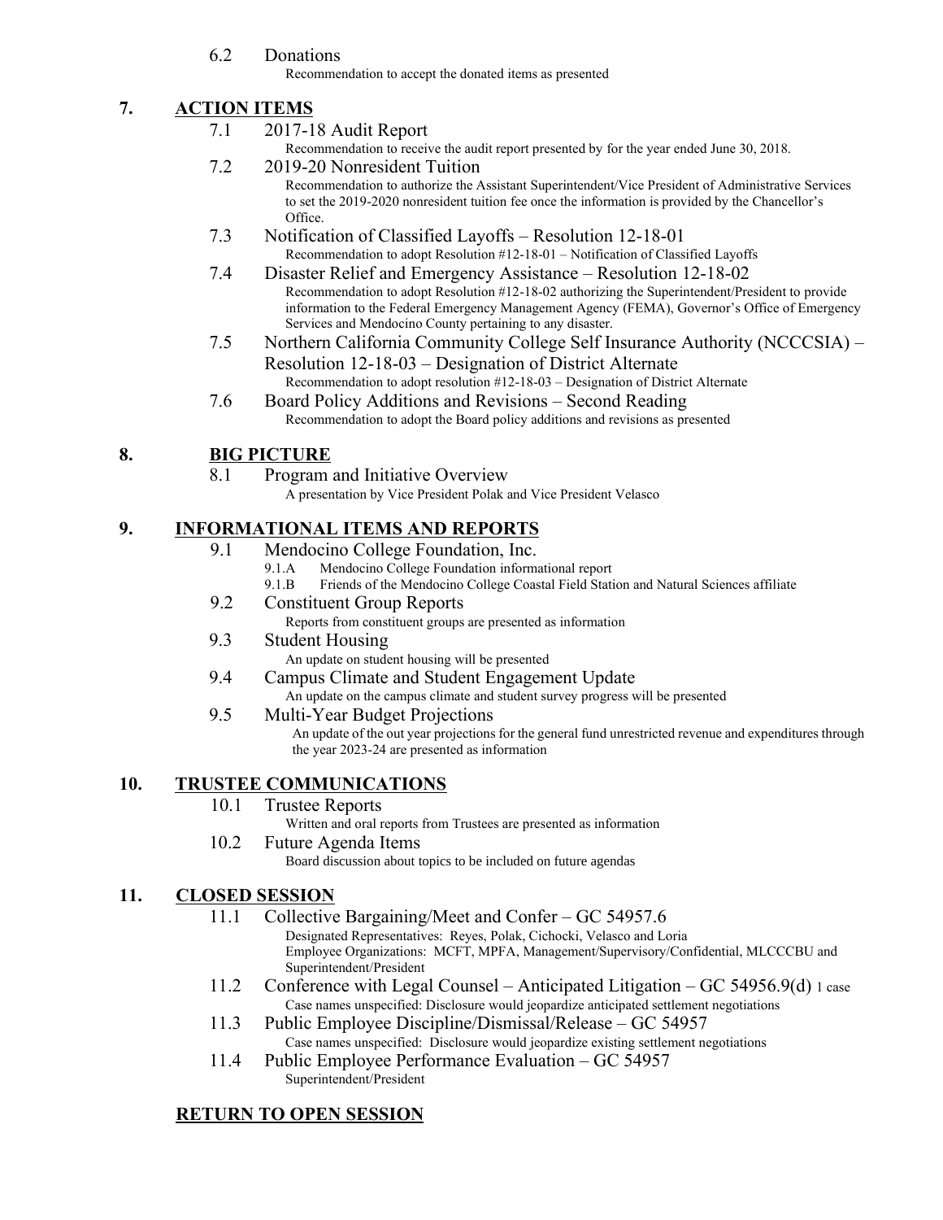6.2 Donations

Recommendation to accept the donated items as presented

## 7. ACTION ITEMS

7.1 2017-18 Audit Report

Recommendation to receive the audit report presented by for the year ended June 30, 2018.

7.2 2019-20 Nonresident Tuition

Recommendation to authorize the Assistant Superintendent/Vice President of Administrative Services to set the 2019-2020 nonresident tuition fee once the information is provided by the Chancellor's Office.

7.3 Notification of Classified Layoffs – Resolution 12-18-01

Recommendation to adopt Resolution #12-18-01 – Notification of Classified Layoffs

7.4 Disaster Relief and Emergency Assistance – Resolution 12-18-02

Recommendation to adopt Resolution #12-18-02 authorizing the Superintendent/President to provide information to the Federal Emergency Management Agency (FEMA), Governor's Office of Emergency Services and Mendocino County pertaining to any disaster.

7.5 Northern California Community College Self Insurance Authority (NCCCSIA) – Resolution 12-18-03 – Designation of District Alternate

Recommendation to adopt resolution #12-18-03 – Designation of District Alternate

7.6 Board Policy Additions and Revisions – Second Reading

Recommendation to adopt the Board policy additions and revisions as presented

## 8. BIG PICTURE

8.1 Program and Initiative Overview

A presentation by Vice President Polak and Vice President Velasco

## 9. INFORMATIONAL ITEMS AND REPORTS

9.1 Mendocino College Foundation, Inc.

9.1.A Mendocino College Foundation informational report

9.1.B Friends of the Mendocino College Coastal Field Station and Natural Sciences affiliate

9.2 Constituent Group Reports

Reports from constituent groups are presented as information

9.3 Student Housing

An update on student housing will be presented

9.4 Campus Climate and Student Engagement Update

An update on the campus climate and student survey progress will be presented

9.5 Multi-Year Budget Projections

An update of the out year projections for the general fund unrestricted revenue and expenditures through the year 2023-24 are presented as information

## 10. TRUSTEE COMMUNICATIONS

10.1 Trustee Reports

Written and oral reports from Trustees are presented as information

10.2 Future Agenda Items

Board discussion about topics to be included on future agendas

## 11. CLOSED SESSION

11.1 Collective Bargaining/Meet and Confer – GC 54957.6

Designated Representatives: Reyes, Polak, Cichocki, Velasco and Loria
Employee Organizations: MCFT, MPFA, Management/Supervisory/Confidential, MLCCCBU and Superintendent/President

11.2 Conference with Legal Counsel – Anticipated Litigation – GC 54956.9(d) 1 case

Case names unspecified: Disclosure would jeopardize anticipated settlement negotiations

11.3 Public Employee Discipline/Dismissal/Release – GC 54957

Case names unspecified: Disclosure would jeopardize existing settlement negotiations

11.4 Public Employee Performance Evaluation – GC 54957

Superintendent/President

## RETURN TO OPEN SESSION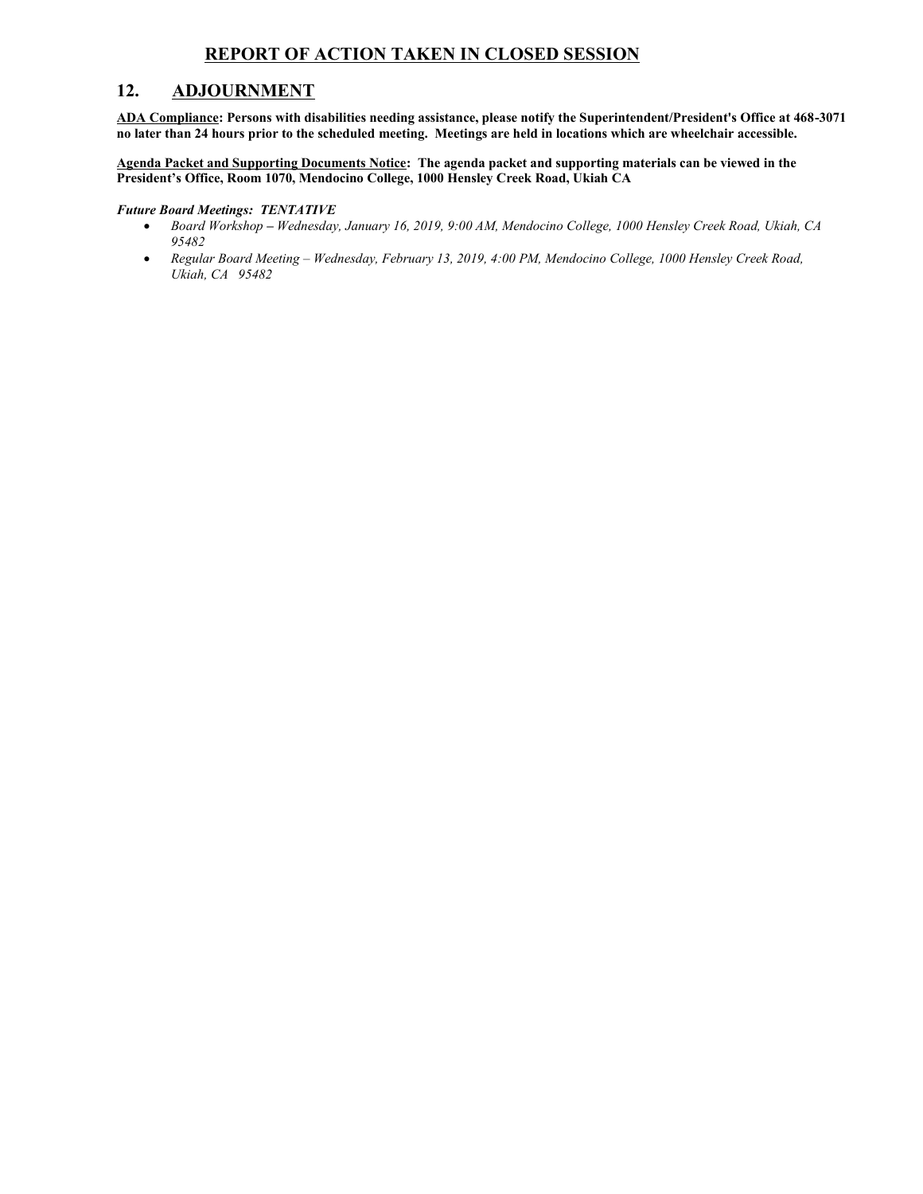## REPORT OF ACTION TAKEN IN CLOSED SESSION

## 12. ADJOURNMENT

**ADA Compliance: Persons with disabilities needing assistance, please notify the Superintendent/President's Office at 468-3071 no later than 24 hours prior to the scheduled meeting. Meetings are held in locations which are wheelchair accessible.**

**Agenda Packet and Supporting Documents Notice: The agenda packet and supporting materials can be viewed in the President's Office, Room 1070, Mendocino College, 1000 Hensley Creek Road, Ukiah CA**

***Future Board Meetings: TENTATIVE***

- *Board Workshop – Wednesday, January 16, 2019, 9:00 AM, Mendocino College, 1000 Hensley Creek Road, Ukiah, CA 95482*
- *Regular Board Meeting – Wednesday, February 13, 2019, 4:00 PM, Mendocino College, 1000 Hensley Creek Road, Ukiah, CA 95482*